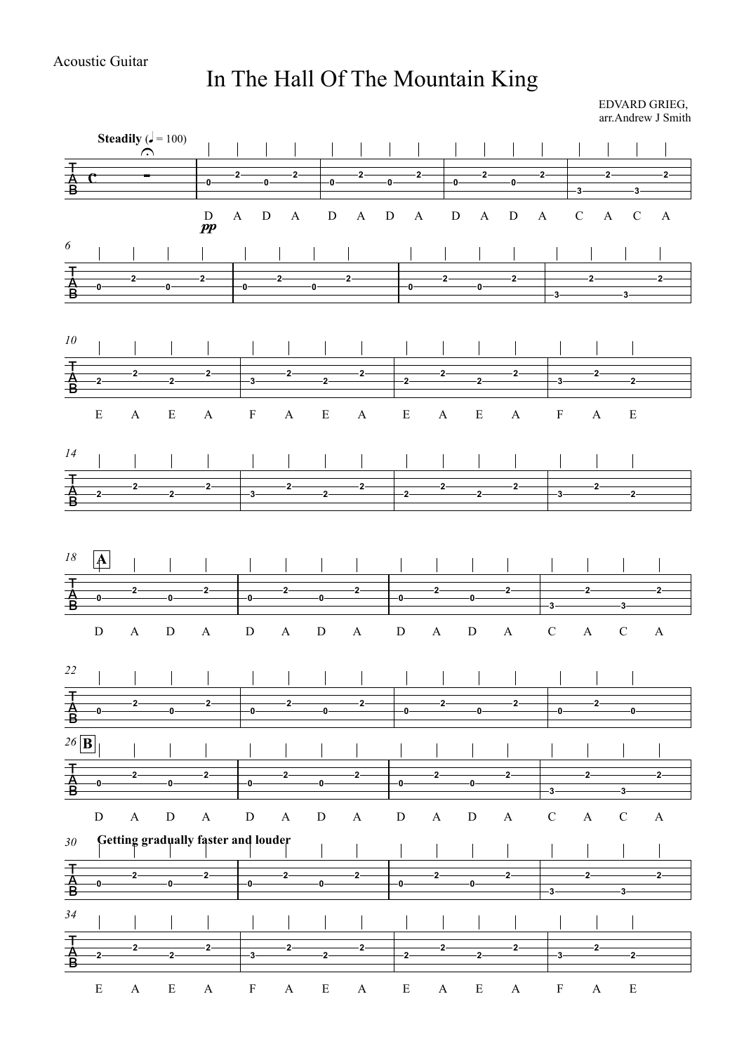Acoustic Guitar

# In The Hall Of The Mountain King

EDVARD GRIEG,
arr.Andrew J Smith

**Steadily** (♩ = 100)

D A D A D A D A D A D A C A C A

*pp*

E A E A F A E A E A E A F A E

**A**

D A D A D A D A D A D A C A C A

**B**

D A D A D A D A D A D A C A C A

**Getting gradually faster and louder**

E A E A F A E A E A E A F A E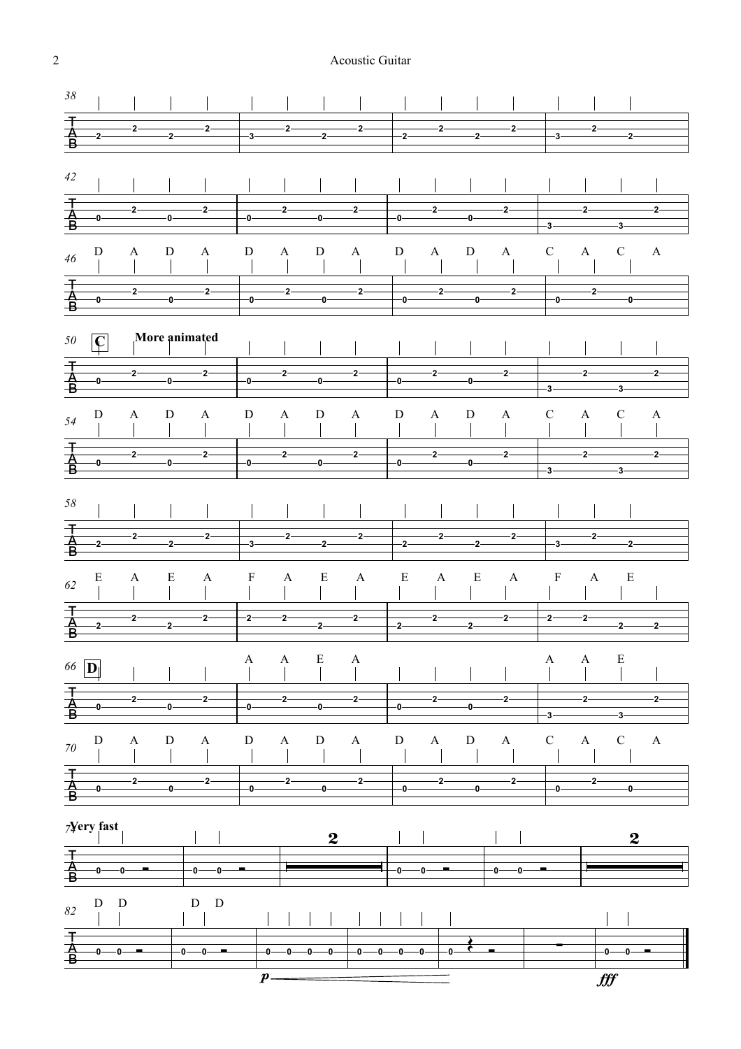**C** More animated

**D**

Very fast

*p*

*fff*